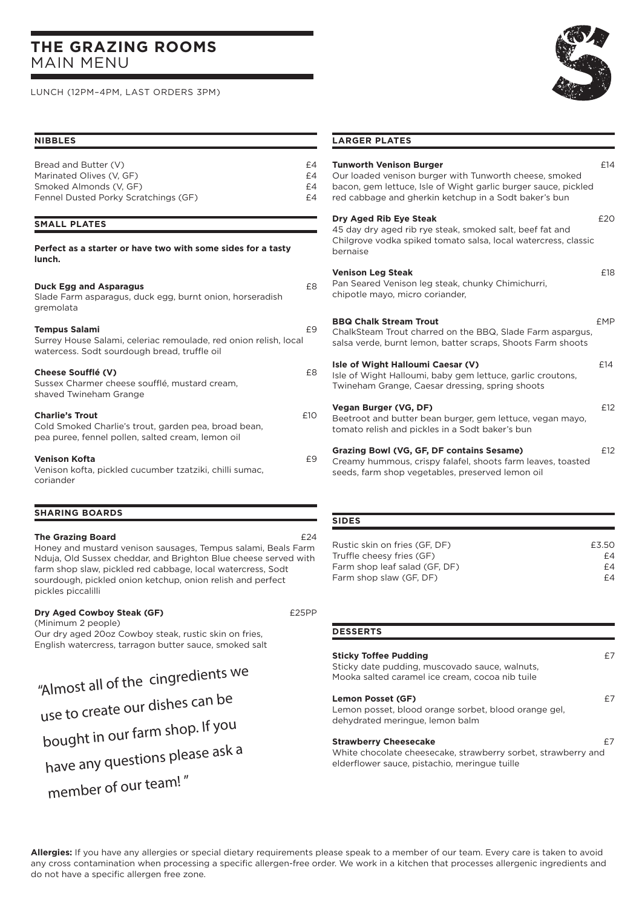# THE GRAZING ROOMS
## MAIN MENU

LUNCH (12PM–4PM, LAST ORDERS 3PM)

### NIBBLES

| | |
|---|---|
| Bread and Butter (V) | £4 |
| Marinated Olives (V, GF) | £4 |
| Smoked Almonds (V, GF) | £4 |
| Fennel Dusted Porky Scratchings (GF) | £4 |

### SMALL PLATES

**Perfect as a starter or have two with some sides for a tasty lunch.**

**Duck Egg and Asparagus** £8
Slade Farm asparagus, duck egg, burnt onion, horseradish gremolata

**Tempus Salami** £9
Surrey House Salami, celeriac remoulade, red onion relish, local watercress. Sodt sourdough bread, truffle oil

**Cheese Soufflé (V)** £8
Sussex Charmer cheese soufflé, mustard cream, shaved Twineham Grange

**Charlie's Trout** £10
Cold Smoked Charlie's trout, garden pea, broad bean, pea puree, fennel pollen, salted cream, lemon oil

**Venison Kofta** £9
Venison kofta, pickled cucumber tzatziki, chilli sumac, coriander

### SHARING BOARDS

**The Grazing Board** £24
Honey and mustard venison sausages, Tempus salami, Beals Farm Nduja, Old Sussex cheddar, and Brighton Blue cheese served with farm shop slaw, pickled red cabbage, local watercress, Sodt sourdough, pickled onion ketchup, onion relish and perfect pickles piccalilli

**Dry Aged Cowboy Steak (GF)** £25PP
(Minimum 2 people)
Our dry aged 20oz Cowboy steak, rustic skin on fries, English watercress, tarragon butter sauce, smoked salt

"Almost all of the cingredients we use to create our dishes can be bought in our farm shop. If you have any questions please ask a member of our team! "

### LARGER PLATES

**Tunworth Venison Burger** £14
Our loaded venison burger with Tunworth cheese, smoked bacon, gem lettuce, Isle of Wight garlic burger sauce, pickled red cabbage and gherkin ketchup in a Sodt baker's bun

**Dry Aged Rib Eye Steak** £20
45 day dry aged rib rye steak, smoked salt, beef fat and Chilgrove vodka spiked tomato salsa, local watercress, classic bernaise

**Venison Leg Steak** £18
Pan Seared Venison leg steak, chunky Chimichurri, chipotle mayo, micro coriander,

**BBQ Chalk Stream Trout** £MP
ChalkSteam Trout charred on the BBQ, Slade Farm aspargus, salsa verde, burnt lemon, batter scraps, Shoots Farm shoots

**Isle of Wight Halloumi Caesar (V)** £14
Isle of Wight Halloumi, baby gem lettuce, garlic croutons, Twineham Grange, Caesar dressing, spring shoots

**Vegan Burger (VG, DF)** £12
Beetroot and butter bean burger, gem lettuce, vegan mayo, tomato relish and pickles in a Sodt baker's bun

**Grazing Bowl (VG, GF, DF contains Sesame)** £12
Creamy hummous, crispy falafel, shoots farm leaves, toasted seeds, farm shop vegetables, preserved lemon oil

### SIDES

| | |
|---|---|
| Rustic skin on fries (GF, DF) | £3.50 |
| Truffle cheesy fries (GF) | £4 |
| Farm shop leaf salad (GF, DF) | £4 |
| Farm shop slaw (GF, DF) | £4 |

### DESSERTS

**Sticky Toffee Pudding** £7
Sticky date pudding, muscovado sauce, walnuts, Mooka salted caramel ice cream, cocoa nib tuile

**Lemon Posset (GF)** £7
Lemon posset, blood orange sorbet, blood orange gel, dehydrated meringue, lemon balm

**Strawberry Cheesecake** £7
White chocolate cheesecake, strawberry sorbet, strawberry and elderflower sauce, pistachio, meringue tuille

**Allergies:** If you have any allergies or special dietary requirements please speak to a member of our team. Every care is taken to avoid any cross contamination when processing a specific allergen-free order. We work in a kitchen that processes allergenic ingredients and do not have a specific allergen free zone.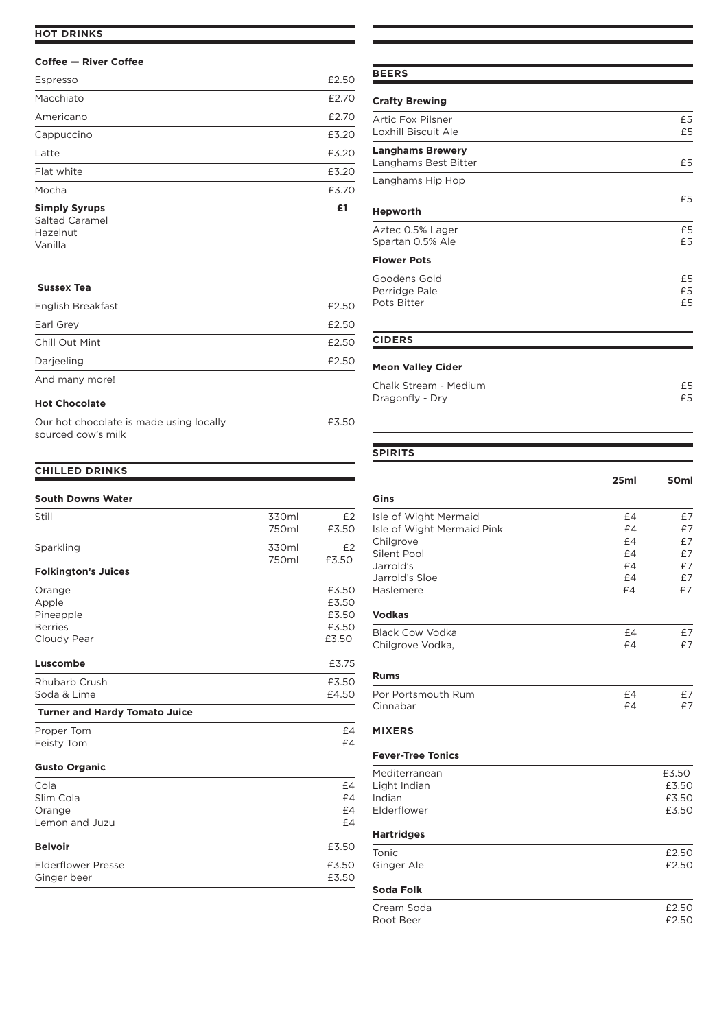## HOT DRINKS

### Coffee — River Coffee

| | |
|---|---|
| Espresso | £2.50 |
| Macchiato | £2.70 |
| Americano | £2.70 |
| Cappuccino | £3.20 |
| Latte | £3.20 |
| Flat white | £3.20 |
| Mocha | £3.70 |
| **Simply Syrups** | **£1** |
| Salted Caramel | |
| Hazelnut | |
| Vanilla | |

### Sussex Tea

| | |
|---|---|
| English Breakfast | £2.50 |
| Earl Grey | £2.50 |
| Chill Out Mint | £2.50 |
| Darjeeling | £2.50 |
| And many more! | |

### Hot Chocolate

| | |
|---|---|
| Our hot chocolate is made using locally sourced cow's milk | £3.50 |

## CHILLED DRINKS

### South Downs Water

| | | |
|---|---|---|
| Still | 330ml | £2 |
| | 750ml | £3.50 |
| Sparkling | 330ml | £2 |
| | 750ml | £3.50 |

### Folkington's Juices

| | |
|---|---|
| Orange | £3.50 |
| Apple | £3.50 |
| Pineapple | £3.50 |
| Berries | £3.50 |
| Cloudy Pear | £3.50 |

### Luscombe £3.75

| | |
|---|---|
| Rhubarb Crush | £3.50 |
| Soda & Lime | £4.50 |

### Turner and Hardy Tomato Juice

| | |
|---|---|
| Proper Tom | £4 |
| Feisty Tom | £4 |

### Gusto Organic

| | |
|---|---|
| Cola | £4 |
| Slim Cola | £4 |
| Orange | £4 |
| Lemon and Juzu | £4 |

### Belvoir £3.50

| | |
|---|---|
| Elderflower Presse | £3.50 |
| Ginger beer | £3.50 |

## BEERS

### Crafty Brewing

| | |
|---|---|
| Artic Fox Pilsner | £5 |
| Loxhill Biscuit Ale | £5 |

### Langhams Brewery

| | |
|---|---|
| Langhams Best Bitter | £5 |
| Langhams Hip Hop | £5 |

### Hepworth

| | |
|---|---|
| Aztec 0.5% Lager | £5 |
| Spartan 0.5% Ale | £5 |

### Flower Pots

| | |
|---|---|
| Goodens Gold | £5 |
| Perridge Pale | £5 |
| Pots Bitter | £5 |

## CIDERS

### Meon Valley Cider

| | |
|---|---|
| Chalk Stream - Medium | £5 |
| Dragonfly - Dry | £5 |

## SPIRITS

| | 25ml | 50ml |
|---|---|---|
| **Gins** | | |
| Isle of Wight Mermaid | £4 | £7 |
| Isle of Wight Mermaid Pink | £4 | £7 |
| Chilgrove | £4 | £7 |
| Silent Pool | £4 | £7 |
| Jarrold's | £4 | £7 |
| Jarrold's Sloe | £4 | £7 |
| Haslemere | £4 | £7 |
| **Vodkas** | | |
| Black Cow Vodka | £4 | £7 |
| Chilgrove Vodka, | £4 | £7 |
| **Rums** | | |
| Por Portsmouth Rum | £4 | £7 |
| Cinnabar | £4 | £7 |

## MIXERS

### Fever-Tree Tonics

| | |
|---|---|
| Mediterranean | £3.50 |
| Light Indian | £3.50 |
| Indian | £3.50 |
| Elderflower | £3.50 |

### Hartridges

| | |
|---|---|
| Tonic | £2.50 |
| Ginger Ale | £2.50 |

### Soda Folk

| | |
|---|---|
| Cream Soda | £2.50 |
| Root Beer | £2.50 |